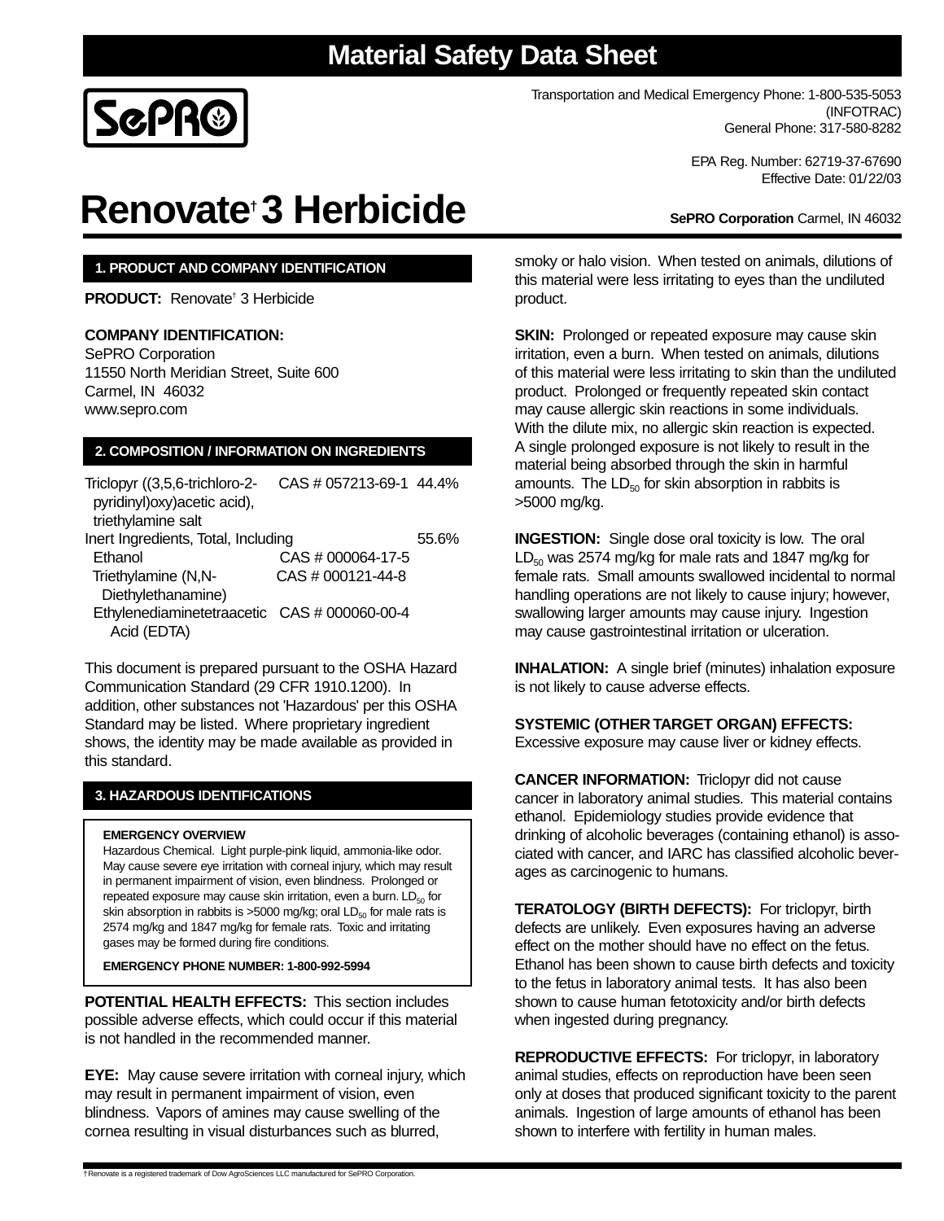# Material Safety Data Sheet

SePRO

Transportation and Medical Emergency Phone: 1-800-535-5053 (INFOTRAC)
General Phone: 317-580-8282

EPA Reg. Number: 62719-37-67690
Effective Date: 01/22/03

# Renovate† 3 Herbicide

**SePRO Corporation** Carmel, IN 46032

## 1. PRODUCT AND COMPANY IDENTIFICATION

**PRODUCT:** Renovate† 3 Herbicide

**COMPANY IDENTIFICATION:**
SePRO Corporation
11550 North Meridian Street, Suite 600
Carmel, IN 46032
www.sepro.com

## 2. COMPOSITION / INFORMATION ON INGREDIENTS

| Ingredient | CAS # | % |
|---|---|---|
| Triclopyr ((3,5,6-trichloro-2-pyridinyl)oxy)acetic acid), triethylamine salt | CAS # 057213-69-1 | 44.4% |
| Inert Ingredients, Total, Including | | 55.6% |
| Ethanol | CAS # 000064-17-5 | |
| Triethylamine (N,N-Diethylethanamine) | CAS # 000121-44-8 | |
| Ethylenediaminetetraacetic Acid (EDTA) | CAS # 000060-00-4 | |

This document is prepared pursuant to the OSHA Hazard Communication Standard (29 CFR 1910.1200). In addition, other substances not 'Hazardous' per this OSHA Standard may be listed. Where proprietary ingredient shows, the identity may be made available as provided in this standard.

## 3. HAZARDOUS IDENTIFICATIONS

**EMERGENCY OVERVIEW**
Hazardous Chemical. Light purple-pink liquid, ammonia-like odor. May cause severe eye irritation with corneal injury, which may result in permanent impairment of vision, even blindness. Prolonged or repeated exposure may cause skin irritation, even a burn. $LD_{50}$ for skin absorption in rabbits is >5000 mg/kg; oral $LD_{50}$ for male rats is 2574 mg/kg and 1847 mg/kg for female rats. Toxic and irritating gases may be formed during fire conditions.

**EMERGENCY PHONE NUMBER: 1-800-992-5994**

**POTENTIAL HEALTH EFFECTS:** This section includes possible adverse effects, which could occur if this material is not handled in the recommended manner.

**EYE:** May cause severe irritation with corneal injury, which may result in permanent impairment of vision, even blindness. Vapors of amines may cause swelling of the cornea resulting in visual disturbances such as blurred, smoky or halo vision. When tested on animals, dilutions of this material were less irritating to eyes than the undiluted product.

**SKIN:** Prolonged or repeated exposure may cause skin irritation, even a burn. When tested on animals, dilutions of this material were less irritating to skin than the undiluted product. Prolonged or frequently repeated skin contact may cause allergic skin reactions in some individuals. With the dilute mix, no allergic skin reaction is expected. A single prolonged exposure is not likely to result in the material being absorbed through the skin in harmful amounts. The $LD_{50}$ for skin absorption in rabbits is >5000 mg/kg.

**INGESTION:** Single dose oral toxicity is low. The oral $LD_{50}$ was 2574 mg/kg for male rats and 1847 mg/kg for female rats. Small amounts swallowed incidental to normal handling operations are not likely to cause injury; however, swallowing larger amounts may cause injury. Ingestion may cause gastrointestinal irritation or ulceration.

**INHALATION:** A single brief (minutes) inhalation exposure is not likely to cause adverse effects.

**SYSTEMIC (OTHER TARGET ORGAN) EFFECTS:** Excessive exposure may cause liver or kidney effects.

**CANCER INFORMATION:** Triclopyr did not cause cancer in laboratory animal studies. This material contains ethanol. Epidemiology studies provide evidence that drinking of alcoholic beverages (containing ethanol) is associated with cancer, and IARC has classified alcoholic beverages as carcinogenic to humans.

**TERATOLOGY (BIRTH DEFECTS):** For triclopyr, birth defects are unlikely. Even exposures having an adverse effect on the mother should have no effect on the fetus. Ethanol has been shown to cause birth defects and toxicity to the fetus in laboratory animal tests. It has also been shown to cause human fetotoxicity and/or birth defects when ingested during pregnancy.

**REPRODUCTIVE EFFECTS:** For triclopyr, in laboratory animal studies, effects on reproduction have been seen only at doses that produced significant toxicity to the parent animals. Ingestion of large amounts of ethanol has been shown to interfere with fertility in human males.

† Renovate is a registered trademark of Dow AgroSciences LLC manufactured for SePRO Corporation.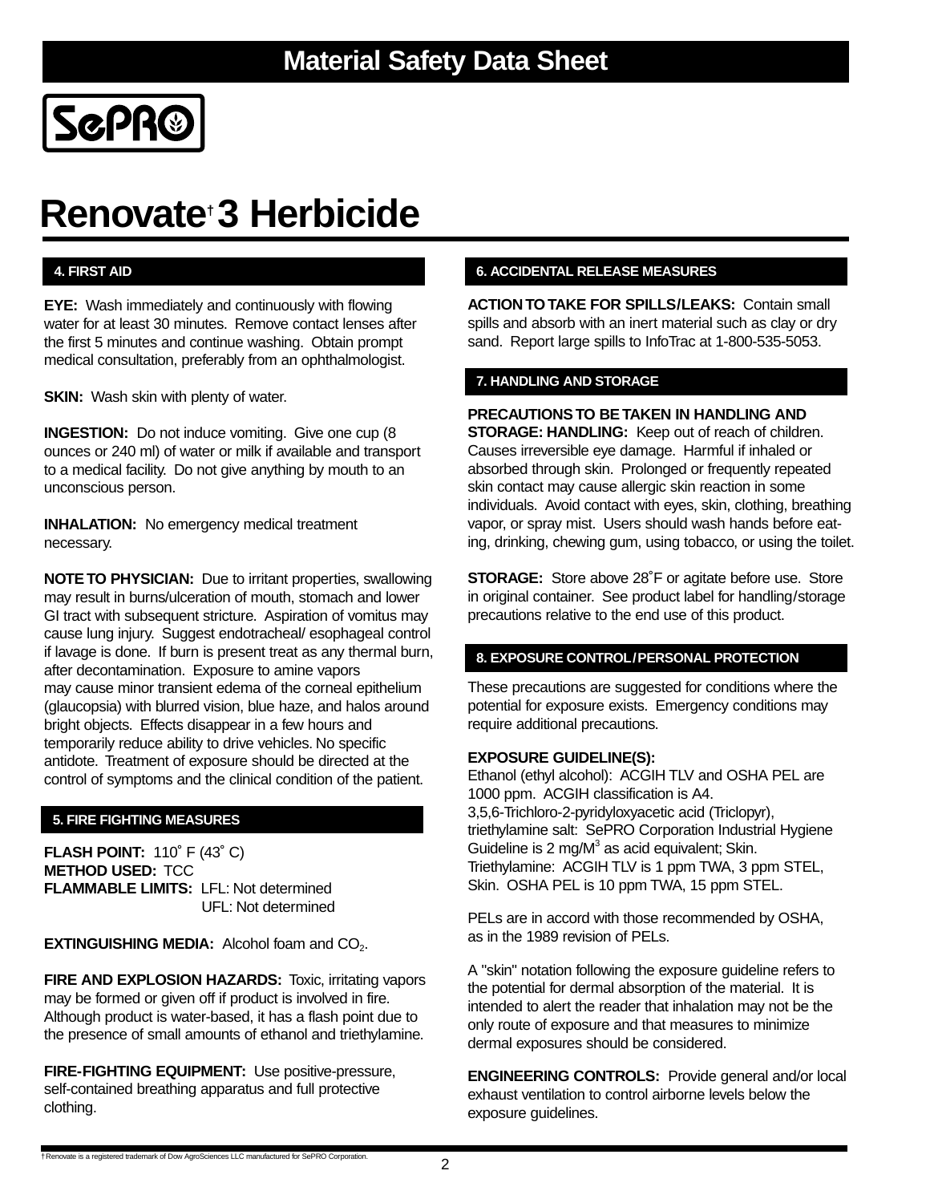# Material Safety Data Sheet

# Renovate† 3 Herbicide

## 4. FIRST AID

**EYE:** Wash immediately and continuously with flowing water for at least 30 minutes. Remove contact lenses after the first 5 minutes and continue washing. Obtain prompt medical consultation, preferably from an ophthalmologist.

**SKIN:** Wash skin with plenty of water.

**INGESTION:** Do not induce vomiting. Give one cup (8 ounces or 240 ml) of water or milk if available and transport to a medical facility. Do not give anything by mouth to an unconscious person.

**INHALATION:** No emergency medical treatment necessary.

**NOTE TO PHYSICIAN:** Due to irritant properties, swallowing may result in burns/ulceration of mouth, stomach and lower GI tract with subsequent stricture. Aspiration of vomitus may cause lung injury. Suggest endotracheal/ esophageal control if lavage is done. If burn is present treat as any thermal burn, after decontamination. Exposure to amine vapors may cause minor transient edema of the corneal epithelium (glaucopsia) with blurred vision, blue haze, and halos around bright objects. Effects disappear in a few hours and temporarily reduce ability to drive vehicles. No specific antidote. Treatment should be directed at the control of symptoms and the clinical condition of the patient.

## 5. FIRE FIGHTING MEASURES

**FLASH POINT:** 110˚ F (43˚ C)
**METHOD USED:** TCC
**FLAMMABLE LIMITS:** LFL: Not determined
UFL: Not determined

**EXTINGUISHING MEDIA:** Alcohol foam and $CO_2$.

**FIRE AND EXPLOSION HAZARDS:** Toxic, irritating vapors may be formed or given off if product is involved in fire. Although product is water-based, it has a flash point due to the presence of small amounts of ethanol and triethylamine.

**FIRE-FIGHTING EQUIPMENT:** Use positive-pressure, self-contained breathing apparatus and full protective clothing.

## 6. ACCIDENTAL RELEASE MEASURES

**ACTION TO TAKE FOR SPILLS/LEAKS:** Contain small spills and absorb with an inert material such as clay or dry sand. Report large spills to InfoTrac at 1-800-535-5053.

## 7. HANDLING AND STORAGE

**PRECAUTIONS TO BE TAKEN IN HANDLING AND STORAGE: HANDLING:** Keep out of reach of children. Causes irreversible eye damage. Harmful if inhaled or absorbed through skin. Prolonged or frequently repeated skin contact may cause allergic skin reaction in some individuals. Avoid contact with eyes, skin, clothing, breathing vapor, or spray mist. Users should wash hands before eating, drinking, chewing gum, using tobacco, or using the toilet.

**STORAGE:** Store above 28˚F or agitate before use. Store in original container. See product label for handling/storage precautions relative to the end use of this product.

## 8. EXPOSURE CONTROL/PERSONAL PROTECTION

These precautions are suggested for conditions where the potential for exposure exists. Emergency conditions may require additional precautions.

**EXPOSURE GUIDELINE(S):**
Ethanol (ethyl alcohol): ACGIH TLV and OSHA PEL are 1000 ppm. ACGIH classification is A4.
3,5,6-Trichloro-2-pyridyloxyacetic acid (Triclopyr), triethylamine salt: SePRO Corporation Industrial Hygiene Guideline is 2 mg/M$^3$ as acid equivalent; Skin.
Triethylamine: ACGIH TLV is 1 ppm TWA, 3 ppm STEL, Skin. OSHA PEL is 10 ppm TWA, 15 ppm STEL.

PELs are in accord with those recommended by OSHA, as in the 1989 revision of PELs.

A "skin" notation following the exposure guideline refers to the potential for dermal absorption of the material. It is intended to alert the reader that inhalation may not be the only route of exposure and that measures to minimize dermal exposures should be considered.

**ENGINEERING CONTROLS:** Provide general and/or local exhaust ventilation to control airborne levels below the exposure guidelines.

† Renovate is a registered trademark of Dow AgroSciences LLC manufactured for SePRO Corporation.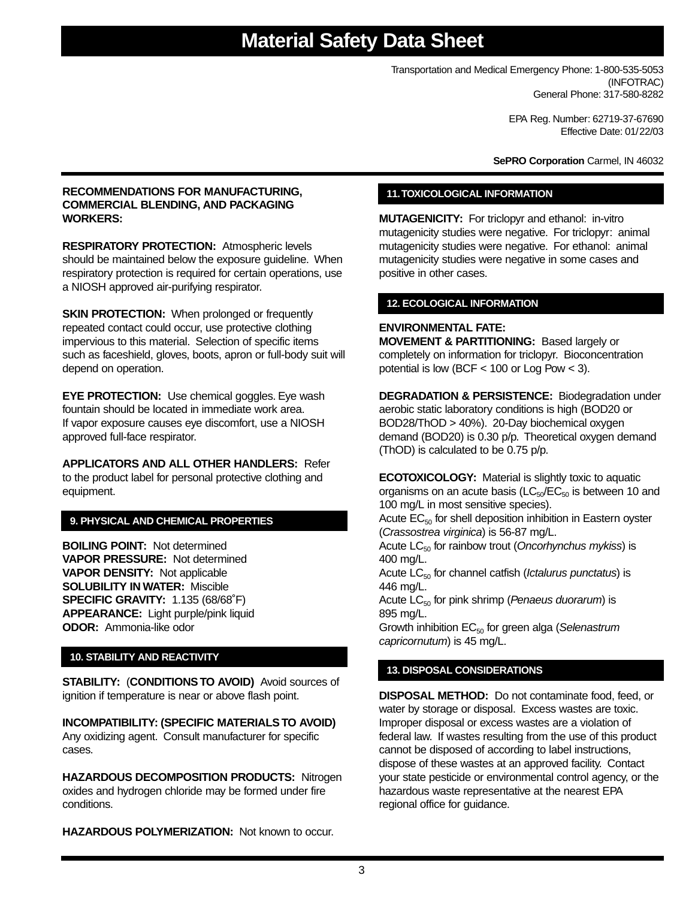# Material Safety Data Sheet

Transportation and Medical Emergency Phone: 1-800-535-5053 (INFOTRAC)
General Phone: 317-580-8282

EPA Reg. Number: 62719-37-67690
Effective Date: 01/22/03

**SePRO Corporation** Carmel, IN 46032

**RECOMMENDATIONS FOR MANUFACTURING, COMMERCIAL BLENDING, AND PACKAGING WORKERS:**

**RESPIRATORY PROTECTION:** Atmospheric levels should be maintained below the exposure guideline. When respiratory protection is required for certain operations, use a NIOSH approved air-purifying respirator.

**SKIN PROTECTION:** When prolonged or frequently repeated contact could occur, use protective clothing impervious to this material. Selection of specific items such as faceshield, gloves, boots, apron or full-body suit will depend on operation.

**EYE PROTECTION:** Use chemical goggles. Eye wash fountain should be located in immediate work area. If vapor exposure causes eye discomfort, use a NIOSH approved full-face respirator.

**APPLICATORS AND ALL OTHER HANDLERS:** Refer to the product label for personal protective clothing and equipment.

## 9. PHYSICAL AND CHEMICAL PROPERTIES

**BOILING POINT:** Not determined
**VAPOR PRESSURE:** Not determined
**VAPOR DENSITY:** Not applicable
**SOLUBILITY IN WATER:** Miscible
**SPECIFIC GRAVITY:** 1.135 (68/68˚F)
**APPEARANCE:** Light purple/pink liquid
**ODOR:** Ammonia-like odor

## 10. STABILITY AND REACTIVITY

**STABILITY:** (**CONDITIONS TO AVOID)** Avoid sources of ignition if temperature is near or above flash point.

**INCOMPATIBILITY: (SPECIFIC MATERIALS TO AVOID)** Any oxidizing agent. Consult manufacturer for specific cases.

**HAZARDOUS DECOMPOSITION PRODUCTS:** Nitrogen oxides and hydrogen chloride may be formed under fire conditions.

**HAZARDOUS POLYMERIZATION:** Not known to occur.

## 11. TOXICOLOGICAL INFORMATION

**MUTAGENICITY:** For triclopyr and ethanol: in-vitro mutagenicity studies were negative. For triclopyr: animal mutagenicity studies were negative. For ethanol: animal mutagenicity studies were negative in some cases and positive in other cases.

## 12. ECOLOGICAL INFORMATION

**ENVIRONMENTAL FATE:**
**MOVEMENT & PARTITIONING:** Based largely or completely on information for triclopyr. Bioconcentration potential is low (BCF < 100 or Log Pow < 3).

**DEGRADATION & PERSISTENCE:** Biodegradation under aerobic static laboratory conditions is high (BOD20 or BOD28/ThOD > 40%). 20-Day biochemical oxygen demand (BOD20) is 0.30 p/p. Theoretical oxygen demand (ThOD) is calculated to be 0.75 p/p.

**ECOTOXICOLOGY:** Material is slightly toxic to aquatic organisms on an acute basis ($LC_{50}$/$EC_{50}$ is between 10 and 100 mg/L in most sensitive species).
Acute $EC_{50}$ for shell deposition inhibition in Eastern oyster (*Crassostrea virginica*) is 56-87 mg/L.
Acute $LC_{50}$ for rainbow trout (*Oncorhynchus mykiss*) is 400 mg/L.
Acute $LC_{50}$ for channel catfish (*Ictalurus punctatus*) is 446 mg/L.
Acute $LC_{50}$ for pink shrimp (*Penaeus duorarum*) is 895 mg/L.
Growth inhibition $EC_{50}$ for green alga (*Selenastrum capricornutum*) is 45 mg/L.

## 13. DISPOSAL CONSIDERATIONS

**DISPOSAL METHOD:** Do not contaminate food, feed, or water by storage or disposal. Excess wastes are toxic. Improper disposal or excess wastes are a violation of federal law. If wastes resulting from the use of this product cannot be disposed of according to label instructions, dispose of these wastes at an approved facility. Contact your state pesticide or environmental control agency, or the hazardous waste representative at the nearest EPA regional office for guidance.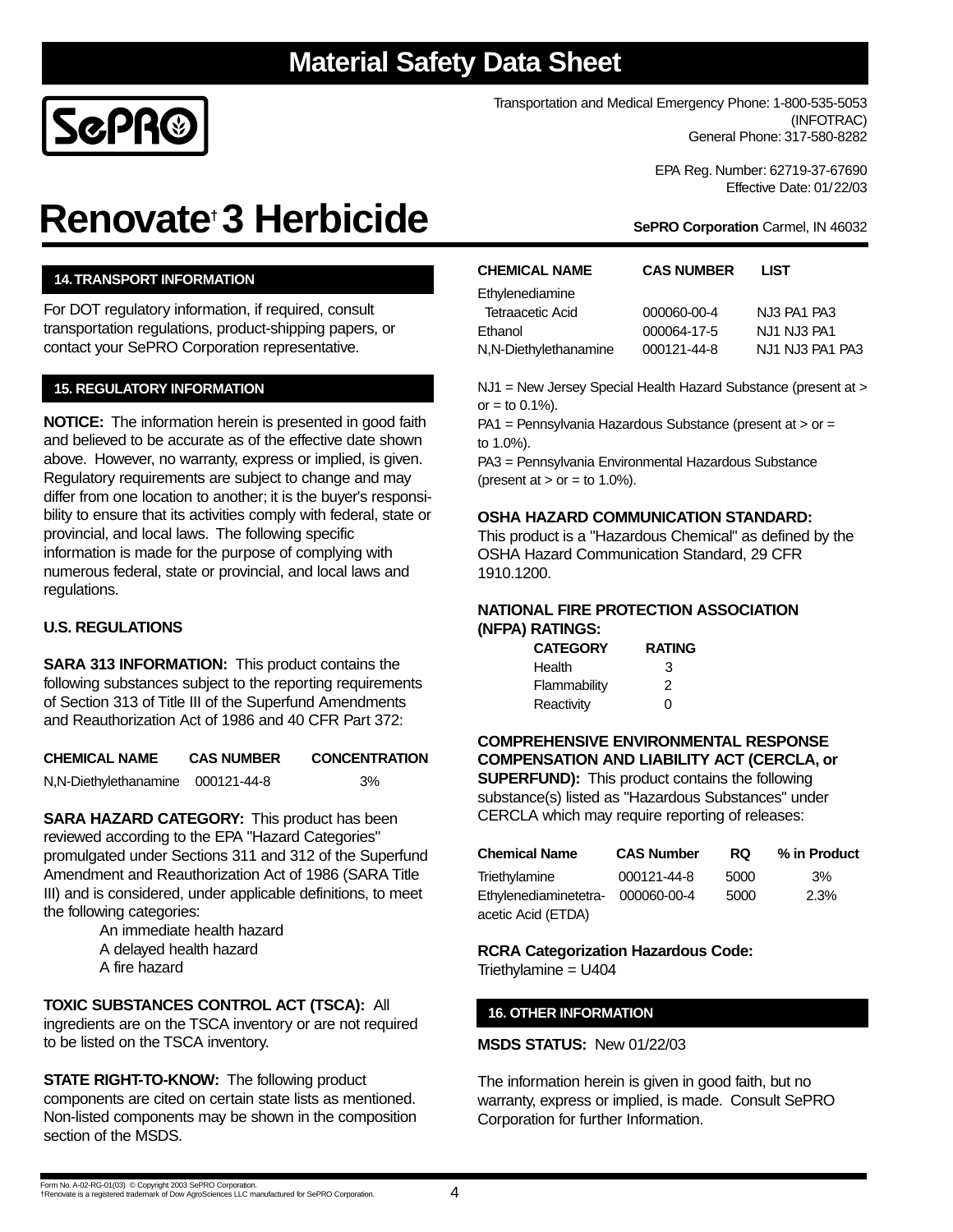# Material Safety Data Sheet

SePRO

Transportation and Medical Emergency Phone: 1-800-535-5053 (INFOTRAC)
General Phone: 317-580-8282

EPA Reg. Number: 62719-37-67690
Effective Date: 01/22/03

# Renovate† 3 Herbicide

**SePRO Corporation** Carmel, IN 46032

## 14. TRANSPORT INFORMATION

For DOT regulatory information, if required, consult transportation regulations, product-shipping papers, or contact your SePRO Corporation representative.

## 15. REGULATORY INFORMATION

**NOTICE:** The information herein is presented in good faith and believed to be accurate as of the effective date shown above. However, no warranty, express or implied, is given. Regulatory requirements are subject to change and may differ from one location to another; it is the buyer's responsibility to ensure that its activities comply with federal, state or provincial, and local laws. The following specific information is made for the purpose of complying with numerous federal, state or provincial, and local laws and regulations.

**U.S. REGULATIONS**

**SARA 313 INFORMATION:** This product contains the following substances subject to the reporting requirements of Section 313 of Title III of the Superfund Amendments and Reauthorization Act of 1986 and 40 CFR Part 372:

| CHEMICAL NAME | CAS NUMBER | CONCENTRATION |
|---|---|---|
| N,N-Diethylethanamine | 000121-44-8 | 3% |

**SARA HAZARD CATEGORY:** This product has been reviewed according to the EPA "Hazard Categories" promulgated under Sections 311 and 312 of the Superfund Amendment and Reauthorization Act of 1986 (SARA Title III) and is considered, under applicable definitions, to meet the following categories:

An immediate health hazard
A delayed health hazard
A fire hazard

**TOXIC SUBSTANCES CONTROL ACT (TSCA):** All ingredients are on the TSCA inventory or are not required to be listed on the TSCA inventory.

**STATE RIGHT-TO-KNOW:** The following product components are cited on certain state lists as mentioned. Non-listed components may be shown in the composition section of the MSDS.

| CHEMICAL NAME | CAS NUMBER | LIST |
|---|---|---|
| Ethylenediamine Tetraacetic Acid | 000060-00-4 | NJ3 PA1 PA3 |
| Ethanol | 000064-17-5 | NJ1 NJ3 PA1 |
| N,N-Diethylethanamine | 000121-44-8 | NJ1 NJ3 PA1 PA3 |

NJ1 = New Jersey Special Health Hazard Substance (present at > or = to 0.1%).
PA1 = Pennsylvania Hazardous Substance (present at > or = to 1.0%).
PA3 = Pennsylvania Environmental Hazardous Substance (present at > or = to 1.0%).

**OSHA HAZARD COMMUNICATION STANDARD:** This product is a "Hazardous Chemical" as defined by the OSHA Hazard Communication Standard, 29 CFR 1910.1200.

**NATIONAL FIRE PROTECTION ASSOCIATION (NFPA) RATINGS:**

| CATEGORY | RATING |
|---|---|
| Health | 3 |
| Flammability | 2 |
| Reactivity | 0 |

**COMPREHENSIVE ENVIRONMENTAL RESPONSE COMPENSATION AND LIABILITY ACT (CERCLA, or SUPERFUND):** This product contains the following substance(s) listed as "Hazardous Substances" under CERCLA which may require reporting of releases:

| Chemical Name | CAS Number | RQ | % in Product |
|---|---|---|---|
| Triethylamine | 000121-44-8 | 5000 | 3% |
| Ethylenediaminetetra-acetic Acid (ETDA) | 000060-00-4 | 5000 | 2.3% |

**RCRA Categorization Hazardous Code:**
Triethylamine = U404

## 16. OTHER INFORMATION

**MSDS STATUS:** New 01/22/03

The information herein is given in good faith, but no warranty, express or implied, is made. Consult SePRO Corporation for further Information.

Form No. A-02-RG-01(03) © Copyright 2003 SePRO Corporation.
†Renovate is a registered trademark of Dow AgroSciences LLC manufactured for SePRO Corporation.